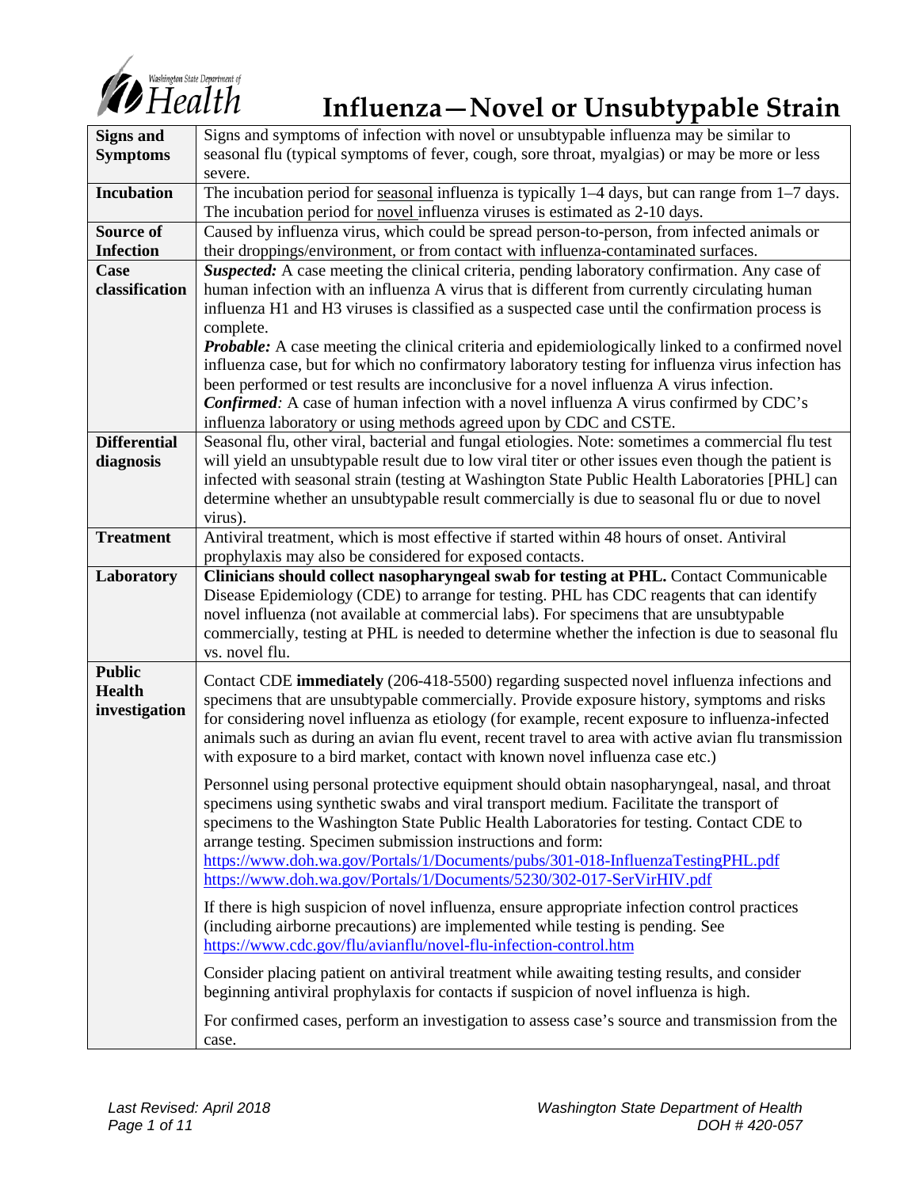# Influenza—Novel or Unsubtypable Strain

| | |
|---|---|
| **Signs and Symptoms** | Signs and symptoms of infection with novel or unsubtypable influenza may be similar to seasonal flu (typical symptoms of fever, cough, sore throat, myalgias) or may be more or less severe. |
| **Incubation** | The incubation period for seasonal influenza is typically 1–4 days, but can range from 1–7 days. The incubation period for novel influenza viruses is estimated as 2-10 days. |
| **Source of Infection** | Caused by influenza virus, which could be spread person-to-person, from infected animals or their droppings/environment, or from contact with influenza-contaminated surfaces. |
| **Case classification** | ***Suspected:*** A case meeting the clinical criteria, pending laboratory confirmation. Any case of human infection with an influenza A virus that is different from currently circulating human influenza H1 and H3 viruses is classified as a suspected case until the confirmation process is complete.<br>***Probable:*** A case meeting the clinical criteria and epidemiologically linked to a confirmed novel influenza case, but for which no confirmatory laboratory testing for influenza virus infection has been performed or test results are inconclusive for a novel influenza A virus infection.<br>***Confirmed**:* A case of human infection with a novel influenza A virus confirmed by CDC's influenza laboratory or using methods agreed upon by CDC and CSTE. |
| **Differential diagnosis** | Seasonal flu, other viral, bacterial and fungal etiologies. Note: sometimes a commercial flu test will yield an unsubtypable result due to low viral titer or other issues even though the patient is infected with seasonal strain (testing at Washington State Public Health Laboratories [PHL] can determine whether an unsubtypable result commercially is due to seasonal flu or due to novel virus). |
| **Treatment** | Antiviral treatment, which is most effective if started within 48 hours of onset. Antiviral prophylaxis may also be considered for exposed contacts. |
| **Laboratory** | **Clinicians should collect nasopharyngeal swab for testing at PHL.** Contact Communicable Disease Epidemiology (CDE) to arrange for testing. PHL has CDC reagents that can identify novel influenza (not available at commercial labs). For specimens that are unsubtypable commercially, testing at PHL is needed to determine whether the infection is due to seasonal flu vs. novel flu. |
| **Public Health investigation** | Contact CDE **immediately** (206-418-5500) regarding suspected novel influenza infections and specimens that are unsubtypable commercially. Provide exposure history, symptoms and risks for considering novel influenza as etiology (for example, recent exposure to influenza-infected animals such as during an avian flu event, recent travel to area with active avian flu transmission with exposure to a bird market, contact with known novel influenza case etc.)<br><br>Personnel using personal protective equipment should obtain nasopharyngeal, nasal, and throat specimens using synthetic swabs and viral transport medium. Facilitate the transport of specimens to the Washington State Public Health Laboratories for testing. Contact CDE to arrange testing. Specimen submission instructions and form:<br>https://www.doh.wa.gov/Portals/1/Documents/pubs/301-018-InfluenzaTestingPHL.pdf<br>https://www.doh.wa.gov/Portals/1/Documents/5230/302-017-SerVirHIV.pdf<br><br>If there is high suspicion of novel influenza, ensure appropriate infection control practices (including airborne precautions) are implemented while testing is pending. See https://www.cdc.gov/flu/avianflu/novel-flu-infection-control.htm<br><br>Consider placing patient on antiviral treatment while awaiting testing results, and consider beginning antiviral prophylaxis for contacts if suspicion of novel influenza is high.<br><br>For confirmed cases, perform an investigation to assess case's source and transmission from the case. |

*Last Revised: April 2018*

*Washington State Department of Health*
*DOH # 420-057*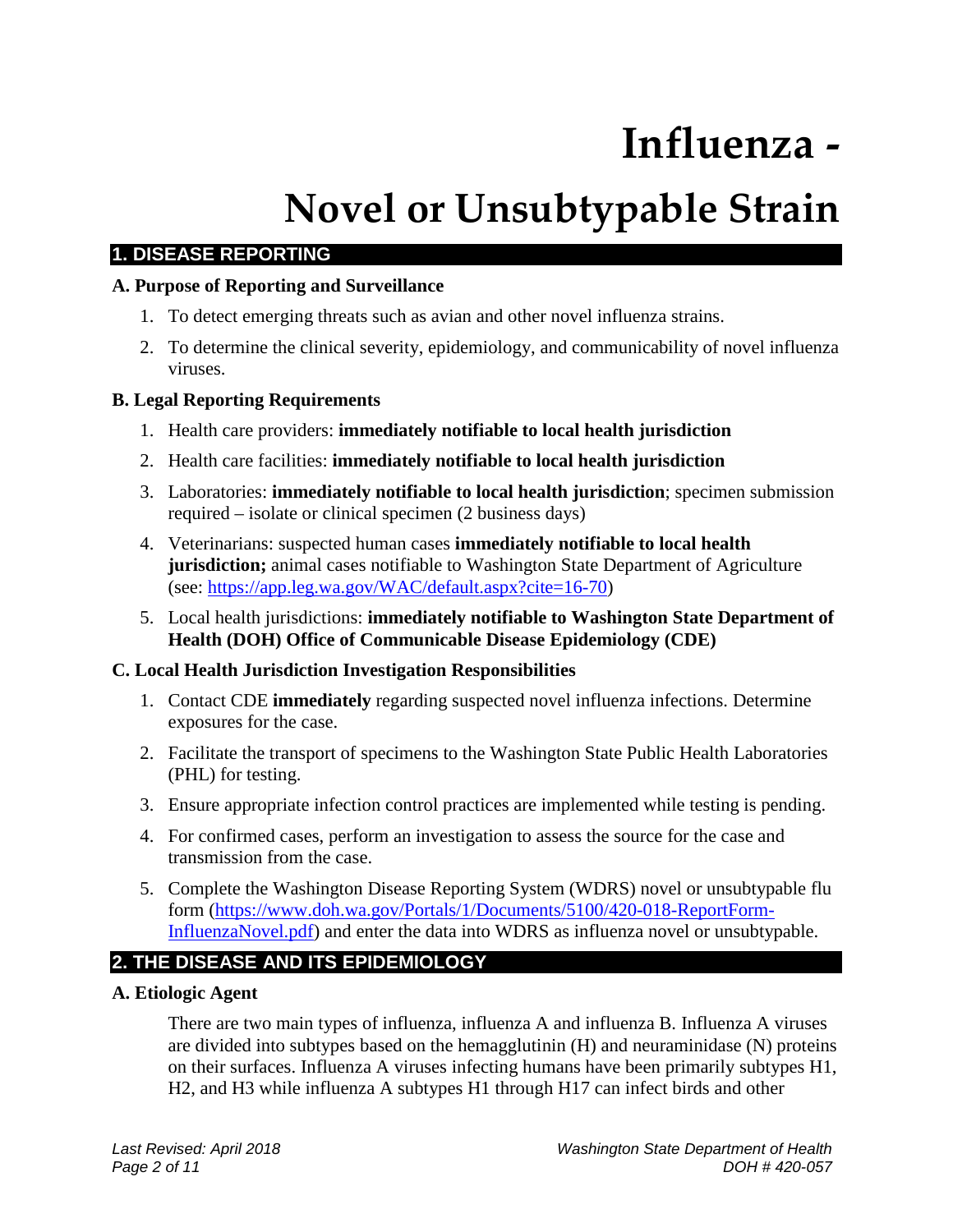# Influenza - Novel or Unsubtypable Strain

## 1. DISEASE REPORTING

### A. Purpose of Reporting and Surveillance

1. To detect emerging threats such as avian and other novel influenza strains.
2. To determine the clinical severity, epidemiology, and communicability of novel influenza viruses.

### B. Legal Reporting Requirements

1. Health care providers: **immediately notifiable to local health jurisdiction**
2. Health care facilities: **immediately notifiable to local health jurisdiction**
3. Laboratories: **immediately notifiable to local health jurisdiction**; specimen submission required – isolate or clinical specimen (2 business days)
4. Veterinarians: suspected human cases **immediately notifiable to local health jurisdiction;** animal cases notifiable to Washington State Department of Agriculture (see: [https://app.leg.wa.gov/WAC/default.aspx?cite=16-70](https://app.leg.wa.gov/WAC/default.aspx?cite=16-70))
5. Local health jurisdictions: **immediately notifiable to Washington State Department of Health (DOH) Office of Communicable Disease Epidemiology (CDE)**

### C. Local Health Jurisdiction Investigation Responsibilities

1. Contact CDE **immediately** regarding suspected novel influenza infections. Determine exposures for the case.
2. Facilitate the transport of specimens to the Washington State Public Health Laboratories (PHL) for testing.
3. Ensure appropriate infection control practices are implemented while testing is pending.
4. For confirmed cases, perform an investigation to assess the source for the case and transmission from the case.
5. Complete the Washington Disease Reporting System (WDRS) novel or unsubtypable flu form ([https://www.doh.wa.gov/Portals/1/Documents/5100/420-018-ReportForm-InfluenzaNovel.pdf](https://www.doh.wa.gov/Portals/1/Documents/5100/420-018-ReportForm-InfluenzaNovel.pdf)) and enter the data into WDRS as influenza novel or unsubtypable.

## 2. THE DISEASE AND ITS EPIDEMIOLOGY

### A. Etiologic Agent

There are two main types of influenza, influenza A and influenza B. Influenza A viruses are divided into subtypes based on the hemagglutinin (H) and neuraminidase (N) proteins on their surfaces. Influenza A viruses infecting humans have been primarily subtypes H1, H2, and H3 while influenza A subtypes H1 through H17 can infect birds and other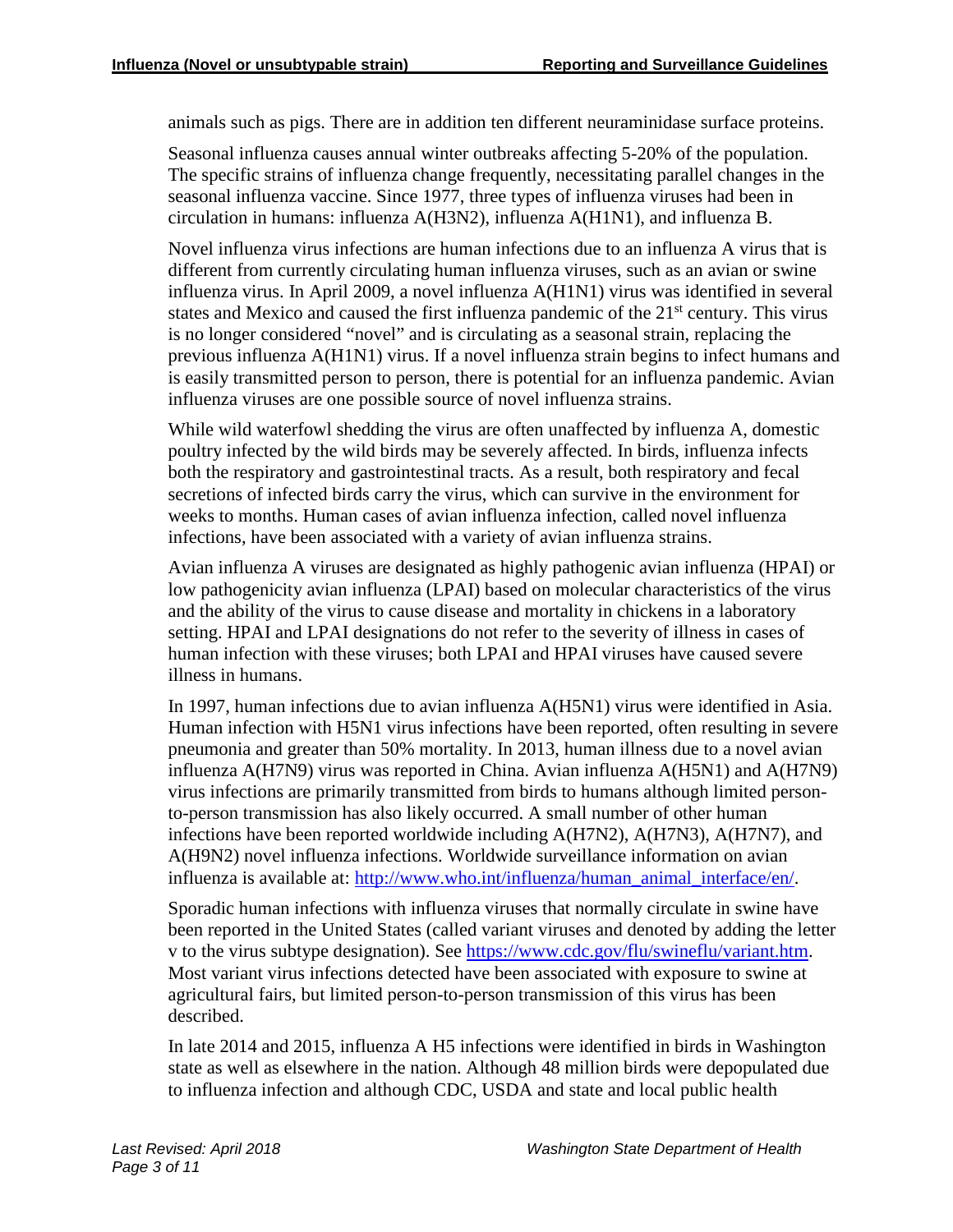animals such as pigs. There are in addition ten different neuraminidase surface proteins.

Seasonal influenza causes annual winter outbreaks affecting 5-20% of the population. The specific strains of influenza change frequently, necessitating parallel changes in the seasonal influenza vaccine. Since 1977, three types of influenza viruses had been in circulation in humans: influenza A(H3N2), influenza A(H1N1), and influenza B.

Novel influenza virus infections are human infections due to an influenza A virus that is different from currently circulating human influenza viruses, such as an avian or swine influenza virus. In April 2009, a novel influenza A(H1N1) virus was identified in several states and Mexico and caused the first influenza pandemic of the 21st century. This virus is no longer considered "novel" and is circulating as a seasonal strain, replacing the previous influenza A(H1N1) virus. If a novel influenza strain begins to infect humans and is easily transmitted person to person, there is potential for an influenza pandemic. Avian influenza viruses are one possible source of novel influenza strains.

While wild waterfowl shedding the virus are often unaffected by influenza A, domestic poultry infected by the wild birds may be severely affected. In birds, influenza infects both the respiratory and gastrointestinal tracts. As a result, both respiratory and fecal secretions of infected birds carry the virus, which can survive in the environment for weeks to months. Human cases of avian influenza infection, called novel influenza infections, have been associated with a variety of avian influenza strains.

Avian influenza A viruses are designated as highly pathogenic avian influenza (HPAI) or low pathogenicity avian influenza (LPAI) based on molecular characteristics of the virus and the ability of the virus to cause disease and mortality in chickens in a laboratory setting. HPAI and LPAI designations do not refer to the severity of illness in cases of human infection with these viruses; both LPAI and HPAI viruses have caused severe illness in humans.

In 1997, human infections due to avian influenza A(H5N1) virus were identified in Asia. Human infection with H5N1 virus infections have been reported, often resulting in severe pneumonia and greater than 50% mortality. In 2013, human illness due to a novel avian influenza A(H7N9) virus was reported in China. Avian influenza A(H5N1) and A(H7N9) virus infections are primarily transmitted from birds to humans although limited person-to-person transmission has also likely occurred. A small number of other human infections have been reported worldwide including A(H7N2), A(H7N3), A(H7N7), and A(H9N2) novel influenza infections. Worldwide surveillance information on avian influenza is available at: [http://www.who.int/influenza/human_animal_interface/en/](http://www.who.int/influenza/human_animal_interface/en/).

Sporadic human infections with influenza viruses that normally circulate in swine have been reported in the United States (called variant viruses and denoted by adding the letter v to the virus subtype designation). See [https://www.cdc.gov/flu/swineflu/variant.htm](https://www.cdc.gov/flu/swineflu/variant.htm). Most variant virus infections detected have been associated with exposure to swine at agricultural fairs, but limited person-to-person transmission of this virus has been described.

In late 2014 and 2015, influenza A H5 infections were identified in birds in Washington state as well as elsewhere in the nation. Although 48 million birds were depopulated due to influenza infection and although CDC, USDA and state and local public health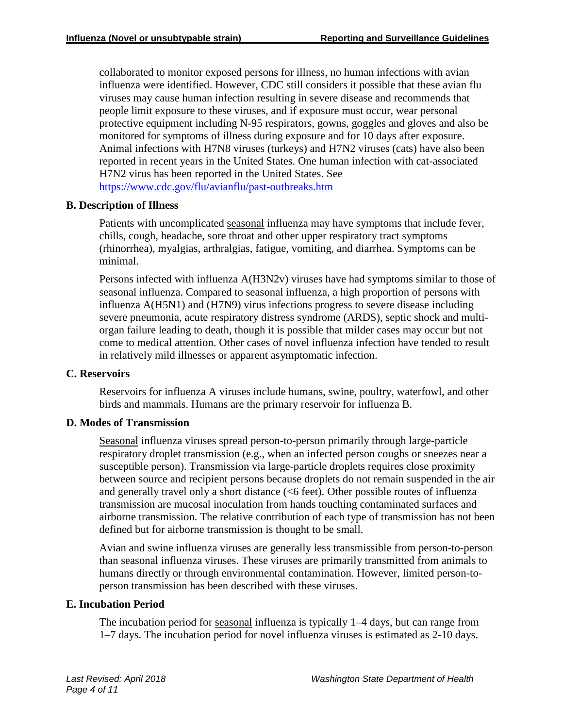collaborated to monitor exposed persons for illness, no human infections with avian influenza were identified. However, CDC still considers it possible that these avian flu viruses may cause human infection resulting in severe disease and recommends that people limit exposure to these viruses, and if exposure must occur, wear personal protective equipment including N-95 respirators, gowns, goggles and gloves and also be monitored for symptoms of illness during exposure and for 10 days after exposure. Animal infections with H7N8 viruses (turkeys) and H7N2 viruses (cats) have also been reported in recent years in the United States. One human infection with cat-associated H7N2 virus has been reported in the United States. See https://www.cdc.gov/flu/avianflu/past-outbreaks.htm

### B. Description of Illness

Patients with uncomplicated seasonal influenza may have symptoms that include fever, chills, cough, headache, sore throat and other upper respiratory tract symptoms (rhinorrhea), myalgias, arthralgias, fatigue, vomiting, and diarrhea. Symptoms can be minimal.

Persons infected with influenza A(H3N2v) viruses have had symptoms similar to those of seasonal influenza. Compared to seasonal influenza, a high proportion of persons with influenza A(H5N1) and (H7N9) virus infections progress to severe disease including severe pneumonia, acute respiratory distress syndrome (ARDS), septic shock and multi-organ failure leading to death, though it is possible that milder cases may occur but not come to medical attention. Other cases of novel influenza infection have tended to result in relatively mild illnesses or apparent asymptomatic infection.

### C. Reservoirs

Reservoirs for influenza A viruses include humans, swine, poultry, waterfowl, and other birds and mammals. Humans are the primary reservoir for influenza B.

### D. Modes of Transmission

Seasonal influenza viruses spread person-to-person primarily through large-particle respiratory droplet transmission (e.g., when an infected person coughs or sneezes near a susceptible person). Transmission via large-particle droplets requires close proximity between source and recipient persons because droplets do not remain suspended in the air and generally travel only a short distance (<6 feet). Other possible routes of influenza transmission are mucosal inoculation from hands touching contaminated surfaces and airborne transmission. The relative contribution of each type of transmission has not been defined but for airborne transmission is thought to be small.

Avian and swine influenza viruses are generally less transmissible from person-to-person than seasonal influenza viruses. These viruses are primarily transmitted from animals to humans directly or through environmental contamination. However, limited person-to-person transmission has been described with these viruses.

### E. Incubation Period

The incubation period for seasonal influenza is typically 1–4 days, but can range from 1–7 days. The incubation period for novel influenza viruses is estimated as 2-10 days.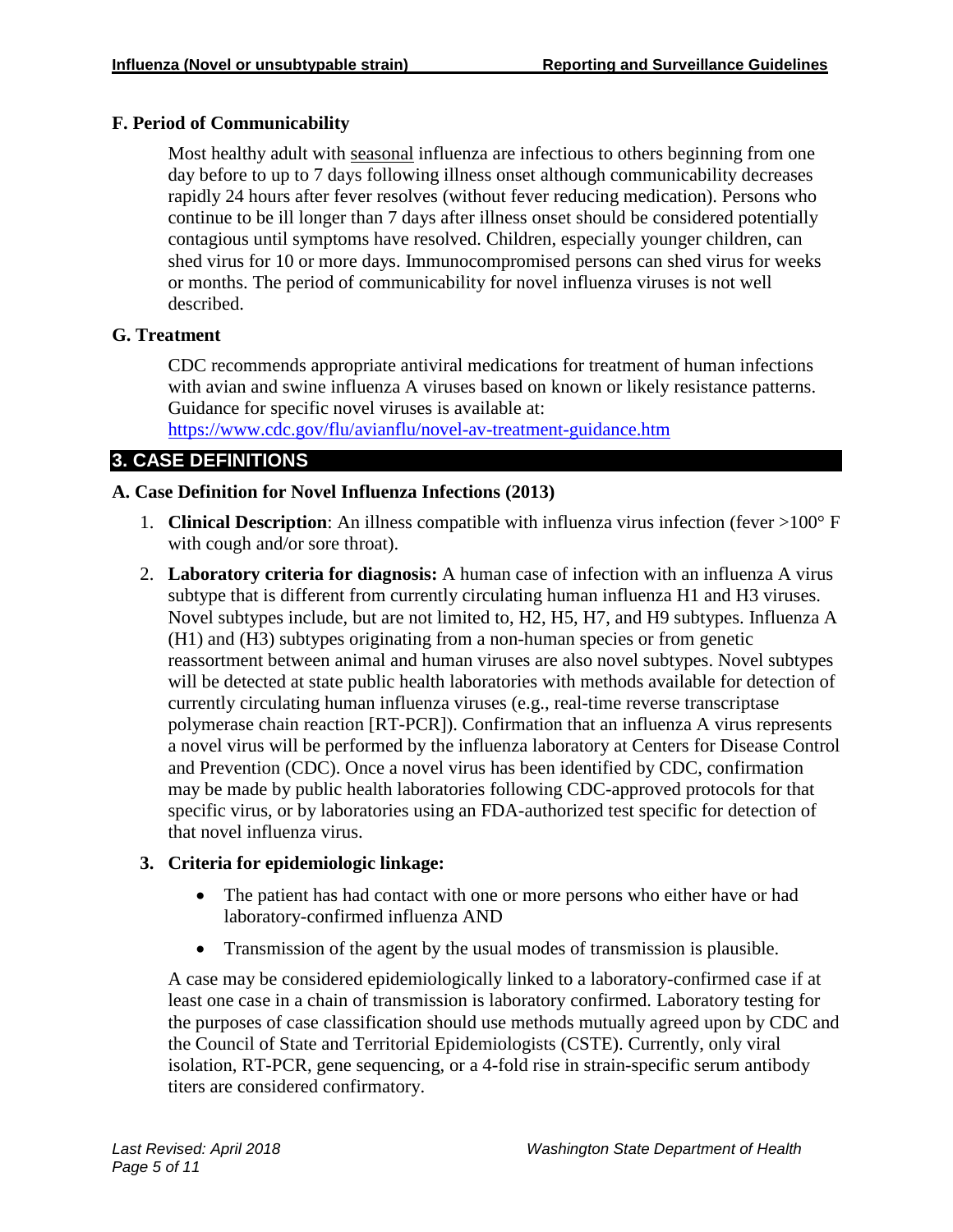### F. Period of Communicability

Most healthy adult with seasonal influenza are infectious to others beginning from one day before to up to 7 days following illness onset although communicability decreases rapidly 24 hours after fever resolves (without fever reducing medication). Persons who continue to be ill longer than 7 days after illness onset should be considered potentially contagious until symptoms have resolved. Children, especially younger children, can shed virus for 10 or more days. Immunocompromised persons can shed virus for weeks or months. The period of communicability for novel influenza viruses is not well described.

### G. Treatment

CDC recommends appropriate antiviral medications for treatment of human infections with avian and swine influenza A viruses based on known or likely resistance patterns. Guidance for specific novel viruses is available at: https://www.cdc.gov/flu/avianflu/novel-av-treatment-guidance.htm

## 3. CASE DEFINITIONS

### A. Case Definition for Novel Influenza Infections (2013)

1. **Clinical Description**: An illness compatible with influenza virus infection (fever >100° F with cough and/or sore throat).
2. **Laboratory criteria for diagnosis:** A human case of infection with an influenza A virus subtype that is different from currently circulating human influenza H1 and H3 viruses. Novel subtypes include, but are not limited to, H2, H5, H7, and H9 subtypes. Influenza A (H1) and (H3) subtypes originating from a non-human species or from genetic reassortment between animal and human viruses are also novel subtypes. Novel subtypes will be detected at state public health laboratories with methods available for detection of currently circulating human influenza viruses (e.g., real-time reverse transcriptase polymerase chain reaction [RT-PCR]). Confirmation that an influenza A virus represents a novel virus will be performed by the influenza laboratory at Centers for Disease Control and Prevention (CDC). Once a novel virus has been identified by CDC, confirmation may be made by public health laboratories following CDC-approved protocols for that specific virus, or by laboratories using an FDA-authorized test specific for detection of that novel influenza virus.
3. **Criteria for epidemiologic linkage:**
   - The patient has had contact with one or more persons who either have or had laboratory-confirmed influenza AND
   - Transmission of the agent by the usual modes of transmission is plausible.

   A case may be considered epidemiologically linked to a laboratory-confirmed case if at least one case in a chain of transmission is laboratory confirmed. Laboratory testing for the purposes of case classification should use methods mutually agreed upon by CDC and the Council of State and Territorial Epidemiologists (CSTE). Currently, only viral isolation, RT-PCR, gene sequencing, or a 4-fold rise in strain-specific serum antibody titers are considered confirmatory.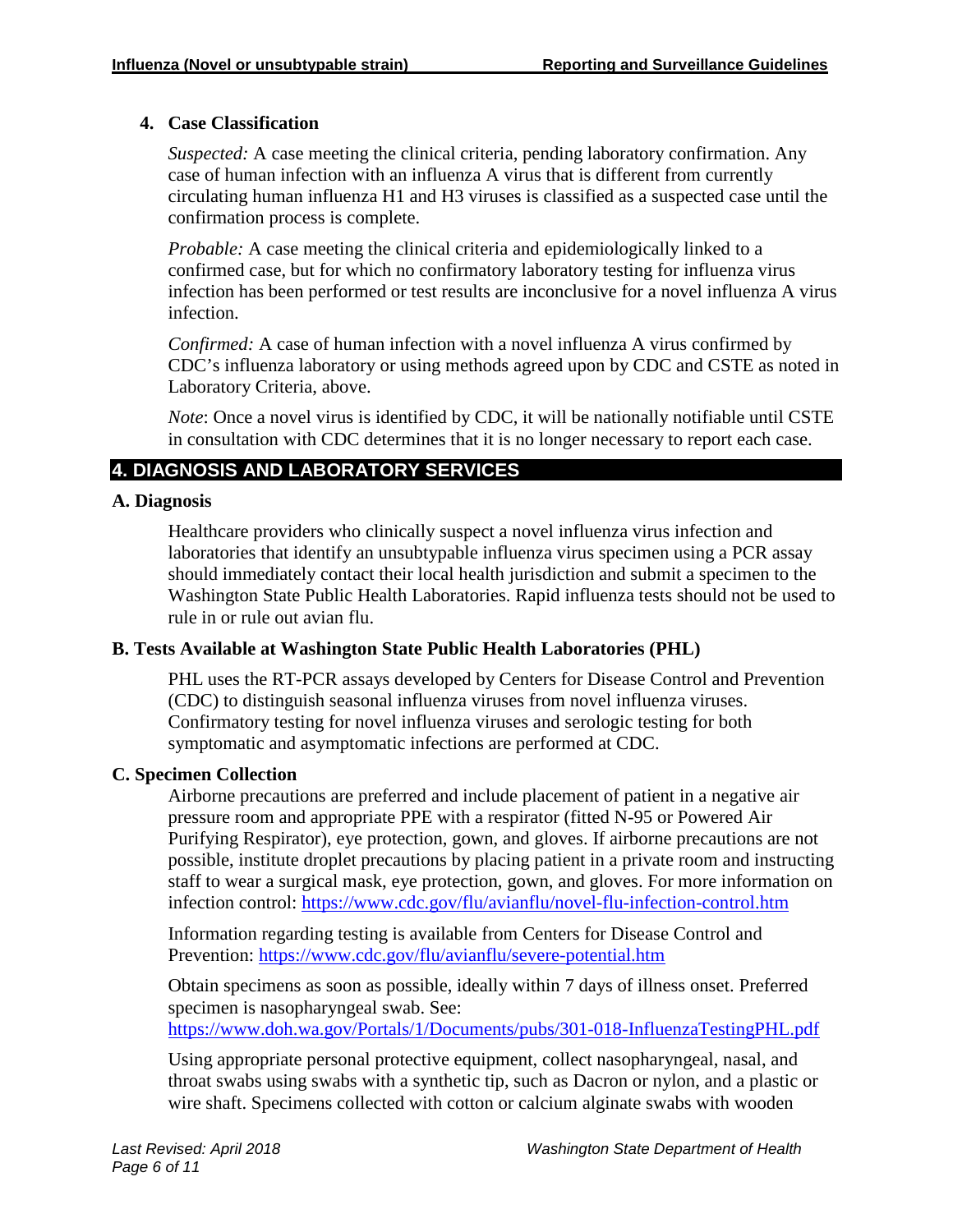### 4. Case Classification

*Suspected:* A case meeting the clinical criteria, pending laboratory confirmation. Any case of human infection with an influenza A virus that is different from currently circulating human influenza H1 and H3 viruses is classified as a suspected case until the confirmation process is complete.

*Probable:* A case meeting the clinical criteria and epidemiologically linked to a confirmed case, but for which no confirmatory laboratory testing for influenza virus infection has been performed or test results are inconclusive for a novel influenza A virus infection.

*Confirmed:* A case of human infection with a novel influenza A virus confirmed by CDC's influenza laboratory or using methods agreed upon by CDC and CSTE as noted in Laboratory Criteria, above.

*Note*: Once a novel virus is identified by CDC, it will be nationally notifiable until CSTE in consultation with CDC determines that it is no longer necessary to report each case.

## 4. DIAGNOSIS AND LABORATORY SERVICES

### A. Diagnosis

Healthcare providers who clinically suspect a novel influenza virus infection and laboratories that identify an unsubtypable influenza virus specimen using a PCR assay should immediately contact their local health jurisdiction and submit a specimen to the Washington State Public Health Laboratories. Rapid influenza tests should not be used to rule in or rule out avian flu.

### B. Tests Available at Washington State Public Health Laboratories (PHL)

PHL uses the RT-PCR assays developed by Centers for Disease Control and Prevention (CDC) to distinguish seasonal influenza viruses from novel influenza viruses. Confirmatory testing for novel influenza viruses and serologic testing for both symptomatic and asymptomatic infections are performed at CDC.

### C. Specimen Collection

Airborne precautions are preferred and include placement of patient in a negative air pressure room and appropriate PPE with a respirator (fitted N-95 or Powered Air Purifying Respirator), eye protection, gown, and gloves. If airborne precautions are not possible, institute droplet precautions by placing patient in a private room and instructing staff to wear a surgical mask, eye protection, gown, and gloves. For more information on infection control: https://www.cdc.gov/flu/avianflu/novel-flu-infection-control.htm

Information regarding testing is available from Centers for Disease Control and Prevention: https://www.cdc.gov/flu/avianflu/severe-potential.htm

Obtain specimens as soon as possible, ideally within 7 days of illness onset. Preferred specimen is nasopharyngeal swab. See: https://www.doh.wa.gov/Portals/1/Documents/pubs/301-018-InfluenzaTestingPHL.pdf

Using appropriate personal protective equipment, collect nasopharyngeal, nasal, and throat swabs using swabs with a synthetic tip, such as Dacron or nylon, and a plastic or wire shaft. Specimens collected with cotton or calcium alginate swabs with wooden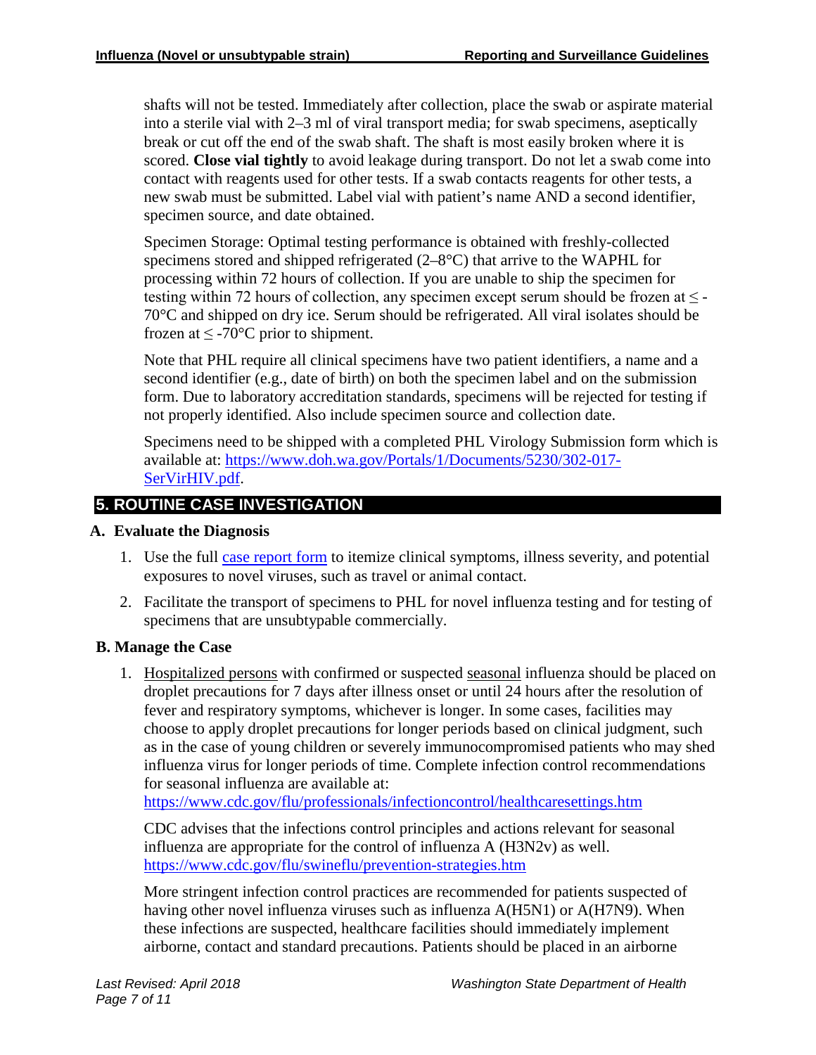shafts will not be tested. Immediately after collection, place the swab or aspirate material into a sterile vial with 2–3 ml of viral transport media; for swab specimens, aseptically break or cut off the end of the swab shaft. The shaft is most easily broken where it is scored. **Close vial tightly** to avoid leakage during transport. Do not let a swab come into contact with reagents used for other tests. If a swab contacts reagents for other tests, a new swab must be submitted. Label vial with patient's name AND a second identifier, specimen source, and date obtained.

Specimen Storage: Optimal testing performance is obtained with freshly-collected specimens stored and shipped refrigerated (2–8°C) that arrive to the WAPHL for processing within 72 hours of collection. If you are unable to ship the specimen for testing within 72 hours of collection, any specimen except serum should be frozen at ≤ -70°C and shipped on dry ice. Serum should be refrigerated. All viral isolates should be frozen at ≤ -70°C prior to shipment.

Note that PHL require all clinical specimens have two patient identifiers, a name and a second identifier (e.g., date of birth) on both the specimen label and on the submission form. Due to laboratory accreditation standards, specimens will be rejected for testing if not properly identified. Also include specimen source and collection date.

Specimens need to be shipped with a completed PHL Virology Submission form which is available at: [https://www.doh.wa.gov/Portals/1/Documents/5230/302-017-SerVirHIV.pdf](https://www.doh.wa.gov/Portals/1/Documents/5230/302-017-SerVirHIV.pdf).

## 5. ROUTINE CASE INVESTIGATION

### A. Evaluate the Diagnosis

1. Use the full case report form to itemize clinical symptoms, illness severity, and potential exposures to novel viruses, such as travel or animal contact.
2. Facilitate the transport of specimens to PHL for novel influenza testing and for testing of specimens that are unsubtypable commercially.

### B. Manage the Case

1. Hospitalized persons with confirmed or suspected seasonal influenza should be placed on droplet precautions for 7 days after illness onset or until 24 hours after the resolution of fever and respiratory symptoms, whichever is longer. In some cases, facilities may choose to apply droplet precautions for longer periods based on clinical judgment, such as in the case of young children or severely immunocompromised patients who may shed influenza virus for longer periods of time. Complete infection control recommendations for seasonal influenza are available at: [https://www.cdc.gov/flu/professionals/infectioncontrol/healthcaresettings.htm](https://www.cdc.gov/flu/professionals/infectioncontrol/healthcaresettings.htm)

   CDC advises that the infections control principles and actions relevant for seasonal influenza are appropriate for the control of influenza A (H3N2v) as well. [https://www.cdc.gov/flu/swineflu/prevention-strategies.htm](https://www.cdc.gov/flu/swineflu/prevention-strategies.htm)

   More stringent infection control practices are recommended for patients suspected of having other novel influenza viruses such as influenza A(H5N1) or A(H7N9). When these infections are suspected, healthcare facilities should immediately implement airborne, contact and standard precautions. Patients should be placed in an airborne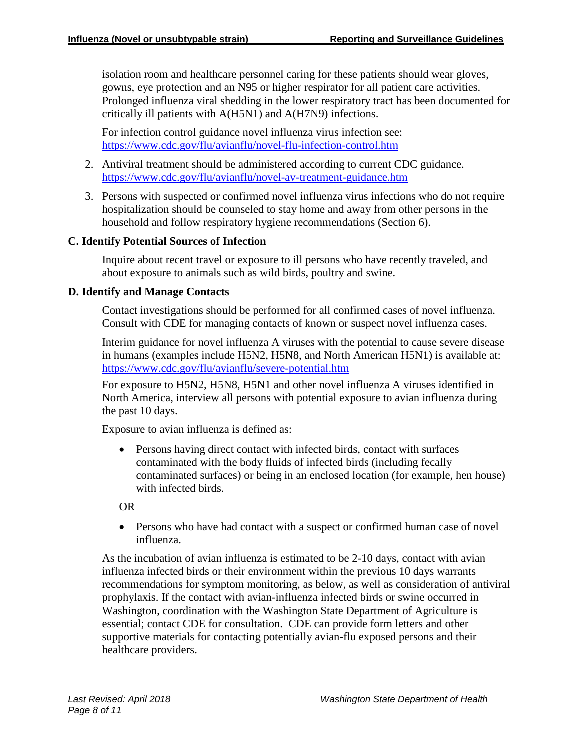isolation room and healthcare personnel caring for these patients should wear gloves, gowns, eye protection and an N95 or higher respirator for all patient care activities. Prolonged influenza viral shedding in the lower respiratory tract has been documented for critically ill patients with A(H5N1) and A(H7N9) infections.

For infection control guidance novel influenza virus infection see: https://www.cdc.gov/flu/avianflu/novel-flu-infection-control.htm

2. Antiviral treatment should be administered according to current CDC guidance. https://www.cdc.gov/flu/avianflu/novel-av-treatment-guidance.htm

3. Persons with suspected or confirmed novel influenza virus infections who do not require hospitalization should be counseled to stay home and away from other persons in the household and follow respiratory hygiene recommendations (Section 6).

### C. Identify Potential Sources of Infection

Inquire about recent travel or exposure to ill persons who have recently traveled, and about exposure to animals such as wild birds, poultry and swine.

### D. Identify and Manage Contacts

Contact investigations should be performed for all confirmed cases of novel influenza. Consult with CDE for managing contacts of known or suspect novel influenza cases.

Interim guidance for novel influenza A viruses with the potential to cause severe disease in humans (examples include H5N2, H5N8, and North American H5N1) is available at: https://www.cdc.gov/flu/avianflu/severe-potential.htm

For exposure to H5N2, H5N8, H5N1 and other novel influenza A viruses identified in North America, interview all persons with potential exposure to avian influenza <u>during the past 10 days</u>.

Exposure to avian influenza is defined as:

- Persons having direct contact with infected birds, contact with surfaces contaminated with the body fluids of infected birds (including fecally contaminated surfaces) or being in an enclosed location (for example, hen house) with infected birds.

OR

- Persons who have had contact with a suspect or confirmed human case of novel influenza.

As the incubation of avian influenza is estimated to be 2-10 days, contact with avian influenza infected birds or their environment within the previous 10 days warrants recommendations for symptom monitoring, as below, as well as consideration of antiviral prophylaxis. If the contact with avian-influenza infected birds or swine occurred in Washington, coordination with the Washington State Department of Agriculture is essential; contact CDE for consultation. CDE can provide form letters and other supportive materials for contacting potentially avian-flu exposed persons and their healthcare providers.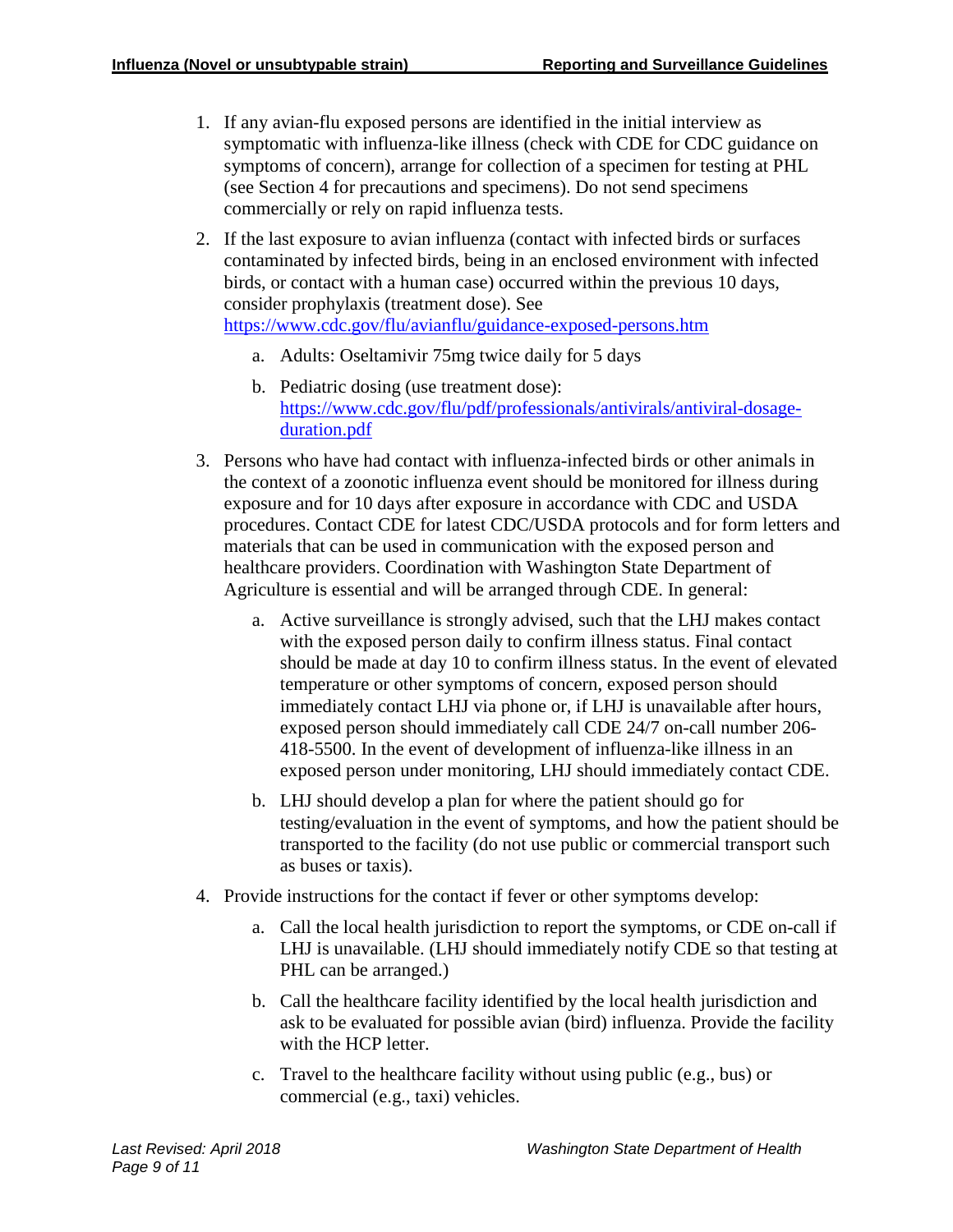1. If any avian-flu exposed persons are identified in the initial interview as symptomatic with influenza-like illness (check with CDE for CDC guidance on symptoms of concern), arrange for collection of a specimen for testing at PHL (see Section 4 for precautions and specimens). Do not send specimens commercially or rely on rapid influenza tests.

2. If the last exposure to avian influenza (contact with infected birds or surfaces contaminated by infected birds, being in an enclosed environment with infected birds, or contact with a human case) occurred within the previous 10 days, consider prophylaxis (treatment dose). See https://www.cdc.gov/flu/avianflu/guidance-exposed-persons.htm

   a. Adults: Oseltamivir 75mg twice daily for 5 days

   b. Pediatric dosing (use treatment dose): https://www.cdc.gov/flu/pdf/professionals/antivirals/antiviral-dosage-duration.pdf

3. Persons who have had contact with influenza-infected birds or other animals in the context of a zoonotic influenza event should be monitored for illness during exposure and for 10 days after exposure in accordance with CDC and USDA procedures. Contact CDE for latest CDC/USDA protocols and for form letters and materials that can be used in communication with the exposed person and healthcare providers. Coordination with Washington State Department of Agriculture is essential and will be arranged through CDE. In general:

   a. Active surveillance is strongly advised, such that the LHJ makes contact with the exposed person daily to confirm illness status. Final contact should be made at day 10 to confirm illness status. In the event of elevated temperature or other symptoms of concern, exposed person should immediately contact LHJ via phone or, if LHJ is unavailable after hours, exposed person should immediately call CDE 24/7 on-call number 206-418-5500. In the event of development of influenza-like illness in an exposed person under monitoring, LHJ should immediately contact CDE.

   b. LHJ should develop a plan for where the patient should go for testing/evaluation in the event of symptoms, and how the patient should be transported to the facility (do not use public or commercial transport such as buses or taxis).

4. Provide instructions for the contact if fever or other symptoms develop:

   a. Call the local health jurisdiction to report the symptoms, or CDE on-call if LHJ is unavailable. (LHJ should immediately notify CDE so that testing at PHL can be arranged.)

   b. Call the healthcare facility identified by the local health jurisdiction and ask to be evaluated for possible avian (bird) influenza. Provide the facility with the HCP letter.

   c. Travel to the healthcare facility without using public (e.g., bus) or commercial (e.g., taxi) vehicles.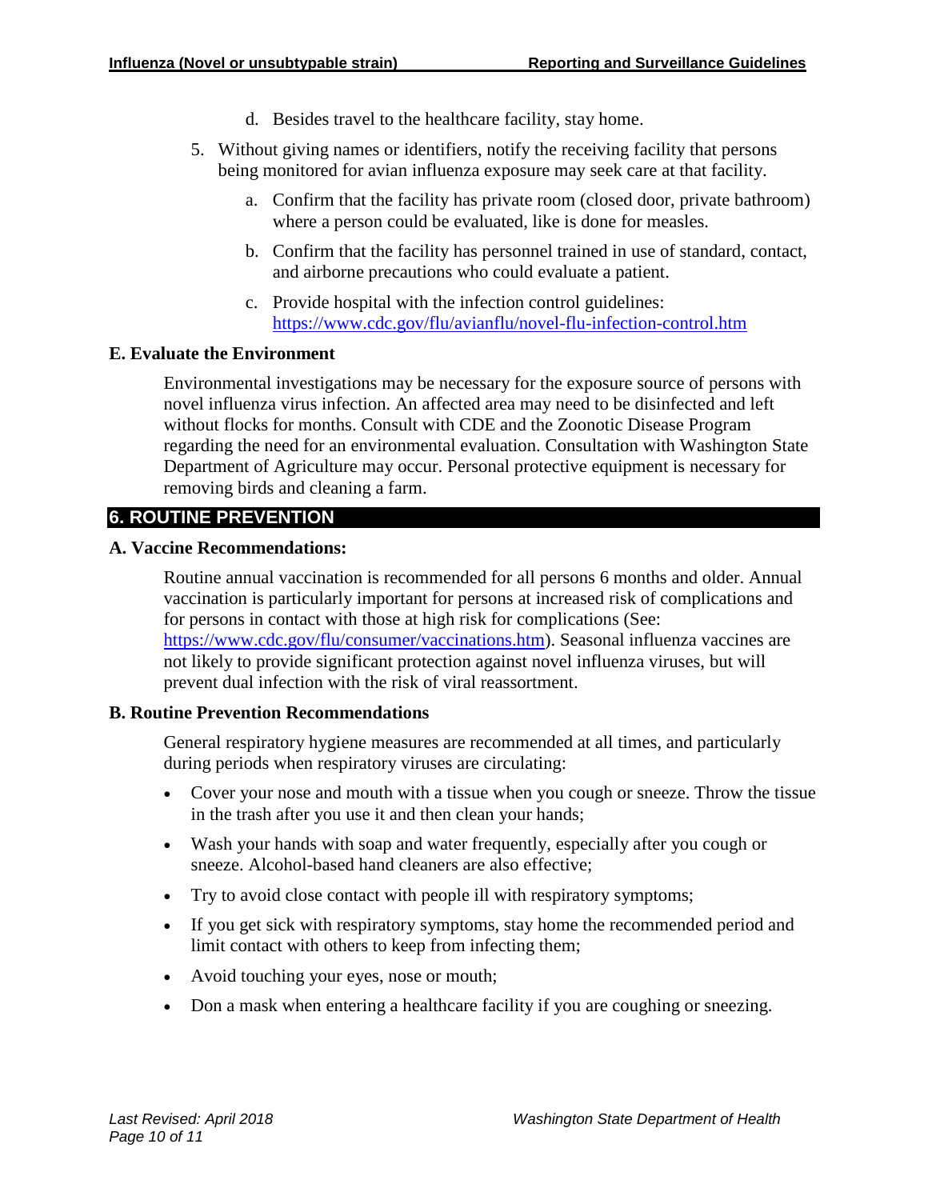d. Besides travel to the healthcare facility, stay home.

5. Without giving names or identifiers, notify the receiving facility that persons being monitored for avian influenza exposure may seek care at that facility.

   a. Confirm that the facility has private room (closed door, private bathroom) where a person could be evaluated, like is done for measles.

   b. Confirm that the facility has personnel trained in use of standard, contact, and airborne precautions who could evaluate a patient.

   c. Provide hospital with the infection control guidelines: https://www.cdc.gov/flu/avianflu/novel-flu-infection-control.htm

### E. Evaluate the Environment

Environmental investigations may be necessary for the exposure source of persons with novel influenza virus infection. An affected area may need to be disinfected and left without flocks for months. Consult with CDE and the Zoonotic Disease Program regarding the need for an environmental evaluation. Consultation with Washington State Department of Agriculture may occur. Personal protective equipment is necessary for removing birds and cleaning a farm.

## 6. ROUTINE PREVENTION

### A. Vaccine Recommendations:

Routine annual vaccination is recommended for all persons 6 months and older. Annual vaccination is particularly important for persons at increased risk of complications and for persons in contact with those at high risk for complications (See: https://www.cdc.gov/flu/consumer/vaccinations.htm). Seasonal influenza vaccines are not likely to provide significant protection against novel influenza viruses, but will prevent dual infection with the risk of viral reassortment.

### B. Routine Prevention Recommendations

General respiratory hygiene measures are recommended at all times, and particularly during periods when respiratory viruses are circulating:

- Cover your nose and mouth with a tissue when you cough or sneeze. Throw the tissue in the trash after you use it and then clean your hands;
- Wash your hands with soap and water frequently, especially after you cough or sneeze. Alcohol-based hand cleaners are also effective;
- Try to avoid close contact with people ill with respiratory symptoms;
- If you get sick with respiratory symptoms, stay home the recommended period and limit contact with others to keep from infecting them;
- Avoid touching your eyes, nose or mouth;
- Don a mask when entering a healthcare facility if you are coughing or sneezing.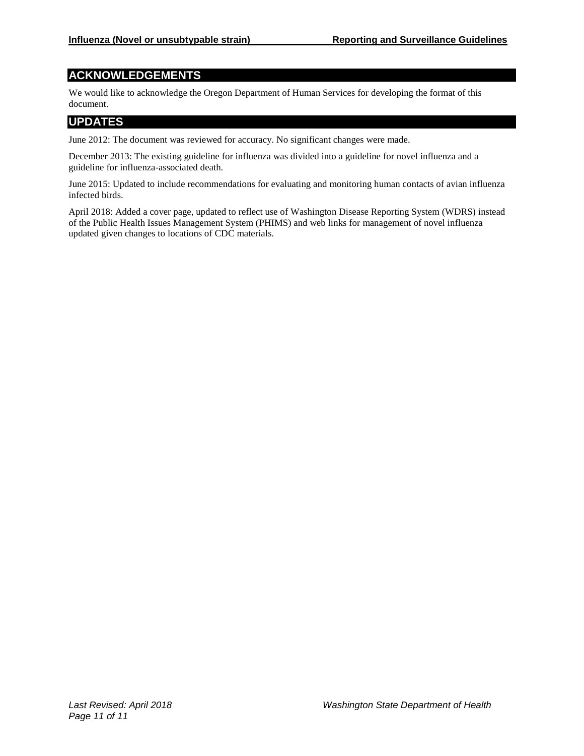## ACKNOWLEDGEMENTS

We would like to acknowledge the Oregon Department of Human Services for developing the format of this document.

## UPDATES

June 2012: The document was reviewed for accuracy. No significant changes were made.

December 2013: The existing guideline for influenza was divided into a guideline for novel influenza and a guideline for influenza-associated death.

June 2015: Updated to include recommendations for evaluating and monitoring human contacts of avian influenza infected birds.

April 2018: Added a cover page, updated to reflect use of Washington Disease Reporting System (WDRS) instead of the Public Health Issues Management System (PHIMS) and web links for management of novel influenza updated given changes to locations of CDC materials.